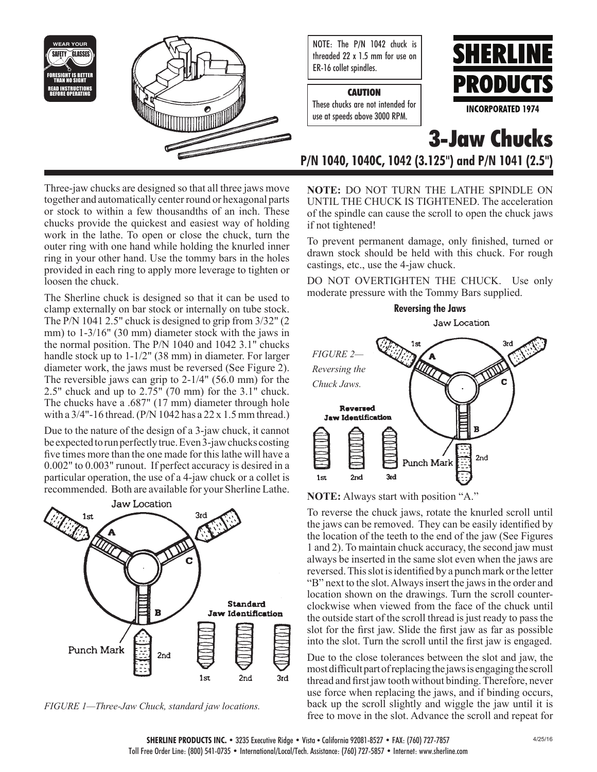WEAR YOUR SAFETY GLASSES
FORESIGHT IS BETTER THAN NO SIGHT
READ INSTRUCTIONS BEFORE OPERATING

NOTE: The P/N 1042 chuck is threaded 22 x 1.5 mm for use on ER-16 collet spindles.

**CAUTION**
These chucks are not intended for use at speeds above 3000 RPM.

**SHERLINE PRODUCTS**
INCORPORATED 1974

# 3-Jaw Chucks

## P/N 1040, 1040C, 1042 (3.125") and P/N 1041 (2.5")

Three-jaw chucks are designed so that all three jaws move together and automatically center round or hexagonal parts or stock to within a few thousandths of an inch. These chucks provide the quickest and easiest way of holding work in the lathe. To open or close the chuck, turn the outer ring with one hand while holding the knurled inner ring in your other hand. Use the tommy bars in the holes provided in each ring to apply more leverage to tighten or loosen the chuck.

The Sherline chuck is designed so that it can be used to clamp externally on bar stock or internally on tube stock. The P/N 1041 2.5" chuck is designed to grip from 3/32" (2 mm) to 1-3/16" (30 mm) diameter stock with the jaws in the normal position. The P/N 1040 and 1042 3.1" chucks handle stock up to 1-1/2" (38 mm) in diameter. For larger diameter work, the jaws must be reversed (See Figure 2). The reversible jaws can grip to 2-1/4" (56.0 mm) for the 2.5" chuck and up to 2.75" (70 mm) for the 3.1" chuck. The chucks have a .687" (17 mm) diameter through hole with a 3/4"-16 thread. (P/N 1042 has a 22 x 1.5 mm thread.)

Due to the nature of the design of a 3-jaw chuck, it cannot be expected to run perfectly true. Even 3-jaw chucks costing five times more than the one made for this lathe will have a 0.002" to 0.003" runout. If perfect accuracy is desired in a particular operation, the use of a 4-jaw chuck or a collet is recommended. Both are available for your Sherline Lathe.

Jaw Location: 1st, 3rd, A, C, B, Punch Mark, 2nd
Standard Jaw Identification: 1st, 2nd, 3rd

*FIGURE 1—Three-Jaw Chuck, standard jaw locations.*

**NOTE:** DO NOT TURN THE LATHE SPINDLE ON UNTIL THE CHUCK IS TIGHTENED. The acceleration of the spindle can cause the scroll to open the chuck jaws if not tightened!

To prevent permanent damage, only finished, turned or drawn stock should be held with this chuck. For rough castings, etc., use the 4-jaw chuck.

DO NOT OVERTIGHTEN THE CHUCK. Use only moderate pressure with the Tommy Bars supplied.

### Reversing the Jaws

Jaw Location: 1st, 3rd, A, C, B, Punch Mark, 2nd
Reversed Jaw Identification: 1st, 2nd, 3rd

*FIGURE 2—Reversing the Chuck Jaws.*

**NOTE:** Always start with position "A."

To reverse the chuck jaws, rotate the knurled scroll until the jaws can be removed. They can be easily identified by the location of the teeth to the end of the jaw (See Figures 1 and 2). To maintain chuck accuracy, the second jaw must always be inserted in the same slot even when the jaws are reversed. This slot is identified by a punch mark or the letter "B" next to the slot. Always insert the jaws in the order and location shown on the drawings. Turn the scroll counter-clockwise when viewed from the face of the chuck until the outside start of the scroll thread is just ready to pass the slot for the first jaw. Slide the first jaw as far as possible into the slot. Turn the scroll until the first jaw is engaged.

Due to the close tolerances between the slot and jaw, the most difficult part of replacing the jaws is engaging the scroll thread and first jaw tooth without binding. Therefore, never use force when replacing the jaws, and if binding occurs, back up the scroll slightly and wiggle the jaw until it is free to move in the slot. Advance the scroll and repeat for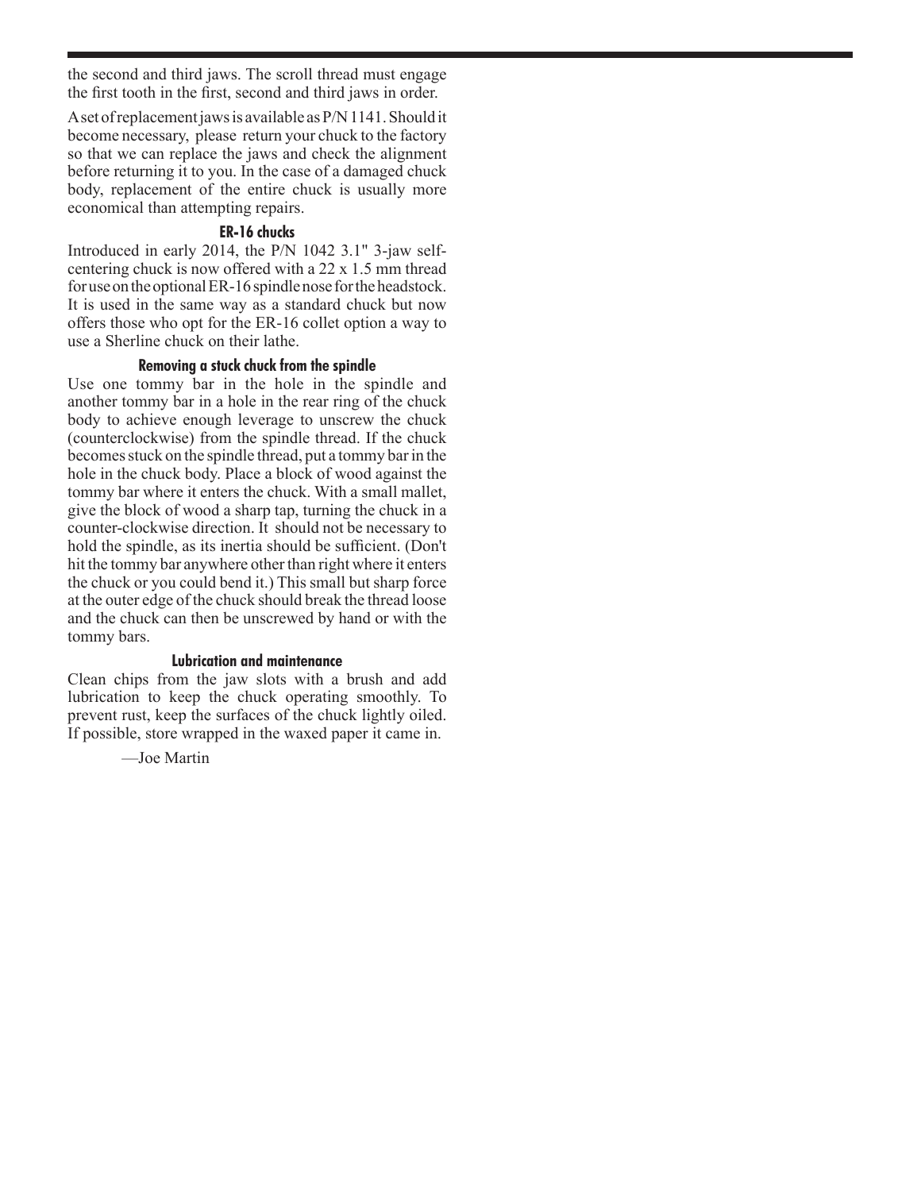the second and third jaws. The scroll thread must engage the first tooth in the first, second and third jaws in order.

A set of replacement jaws is available as P/N 1141. Should it become necessary, please return your chuck to the factory so that we can replace the jaws and check the alignment before returning it to you. In the case of a damaged chuck body, replacement of the entire chuck is usually more economical than attempting repairs.

### ER-16 chucks

Introduced in early 2014, the P/N 1042 3.1" 3-jaw self-centering chuck is now offered with a 22 x 1.5 mm thread for use on the optional ER-16 spindle nose for the headstock. It is used in the same way as a standard chuck but now offers those who opt for the ER-16 collet option a way to use a Sherline chuck on their lathe.

### Removing a stuck chuck from the spindle

Use one tommy bar in the hole in the spindle and another tommy bar in a hole in the rear ring of the chuck body to achieve enough leverage to unscrew the chuck (counterclockwise) from the spindle thread. If the chuck becomes stuck on the spindle thread, put a tommy bar in the hole in the chuck body. Place a block of wood against the tommy bar where it enters the chuck. With a small mallet, give the block of wood a sharp tap, turning the chuck in a counter-clockwise direction. It should not be necessary to hold the spindle, as its inertia should be sufficient. (Don't hit the tommy bar anywhere other than right where it enters the chuck or you could bend it.) This small but sharp force at the outer edge of the chuck should break the thread loose and the chuck can then be unscrewed by hand or with the tommy bars.

### Lubrication and maintenance

Clean chips from the jaw slots with a brush and add lubrication to keep the chuck operating smoothly. To prevent rust, keep the surfaces of the chuck lightly oiled. If possible, store wrapped in the waxed paper it came in.

—Joe Martin